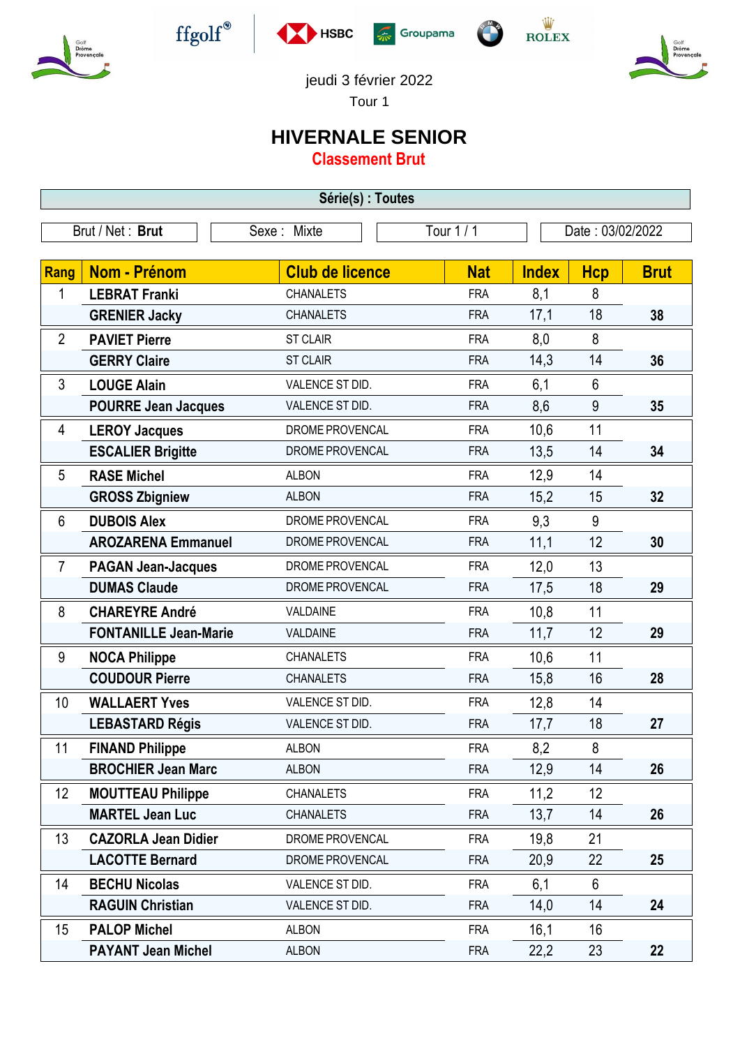jeudi 3 février 2022

Tour 1

# HIVERNALE SENIOR

## Classement Brut

**Série(s) : Toutes**

| Brut / Net : **Brut** | Sexe : Mixte | Tour 1 / 1 | Date : 03/02/2022 |
|---|---|---|---|

| Rang | Nom - Prénom | Club de licence | Nat | Index | Hcp | Brut |
|---|---|---|---|---|---|---|
| 1 | **LEBRAT Franki** | CHANALETS | FRA | 8,1 | 8 | |
| | **GRENIER Jacky** | CHANALETS | FRA | 17,1 | 18 | **38** |
| 2 | **PAVIET Pierre** | ST CLAIR | FRA | 8,0 | 8 | |
| | **GERRY Claire** | ST CLAIR | FRA | 14,3 | 14 | **36** |
| 3 | **LOUGE Alain** | VALENCE ST DID. | FRA | 6,1 | 6 | |
| | **POURRE Jean Jacques** | VALENCE ST DID. | FRA | 8,6 | 9 | **35** |
| 4 | **LEROY Jacques** | DROME PROVENCAL | FRA | 10,6 | 11 | |
| | **ESCALIER Brigitte** | DROME PROVENCAL | FRA | 13,5 | 14 | **34** |
| 5 | **RASE Michel** | ALBON | FRA | 12,9 | 14 | |
| | **GROSS Zbigniew** | ALBON | FRA | 15,2 | 15 | **32** |
| 6 | **DUBOIS Alex** | DROME PROVENCAL | FRA | 9,3 | 9 | |
| | **AROZARENA Emmanuel** | DROME PROVENCAL | FRA | 11,1 | 12 | **30** |
| 7 | **PAGAN Jean-Jacques** | DROME PROVENCAL | FRA | 12,0 | 13 | |
| | **DUMAS Claude** | DROME PROVENCAL | FRA | 17,5 | 18 | **29** |
| 8 | **CHAREYRE André** | VALDAINE | FRA | 10,8 | 11 | |
| | **FONTANILLE Jean-Marie** | VALDAINE | FRA | 11,7 | 12 | **29** |
| 9 | **NOCA Philippe** | CHANALETS | FRA | 10,6 | 11 | |
| | **COUDOUR Pierre** | CHANALETS | FRA | 15,8 | 16 | **28** |
| 10 | **WALLAERT Yves** | VALENCE ST DID. | FRA | 12,8 | 14 | |
| | **LEBASTARD Régis** | VALENCE ST DID. | FRA | 17,7 | 18 | **27** |
| 11 | **FINAND Philippe** | ALBON | FRA | 8,2 | 8 | |
| | **BROCHIER Jean Marc** | ALBON | FRA | 12,9 | 14 | **26** |
| 12 | **MOUTTEAU Philippe** | CHANALETS | FRA | 11,2 | 12 | |
| | **MARTEL Jean Luc** | CHANALETS | FRA | 13,7 | 14 | **26** |
| 13 | **CAZORLA Jean Didier** | DROME PROVENCAL | FRA | 19,8 | 21 | |
| | **LACOTTE Bernard** | DROME PROVENCAL | FRA | 20,9 | 22 | **25** |
| 14 | **BECHU Nicolas** | VALENCE ST DID. | FRA | 6,1 | 6 | |
| | **RAGUIN Christian** | VALENCE ST DID. | FRA | 14,0 | 14 | **24** |
| 15 | **PALOP Michel** | ALBON | FRA | 16,1 | 16 | |
| | **PAYANT Jean Michel** | ALBON | FRA | 22,2 | 23 | **22** |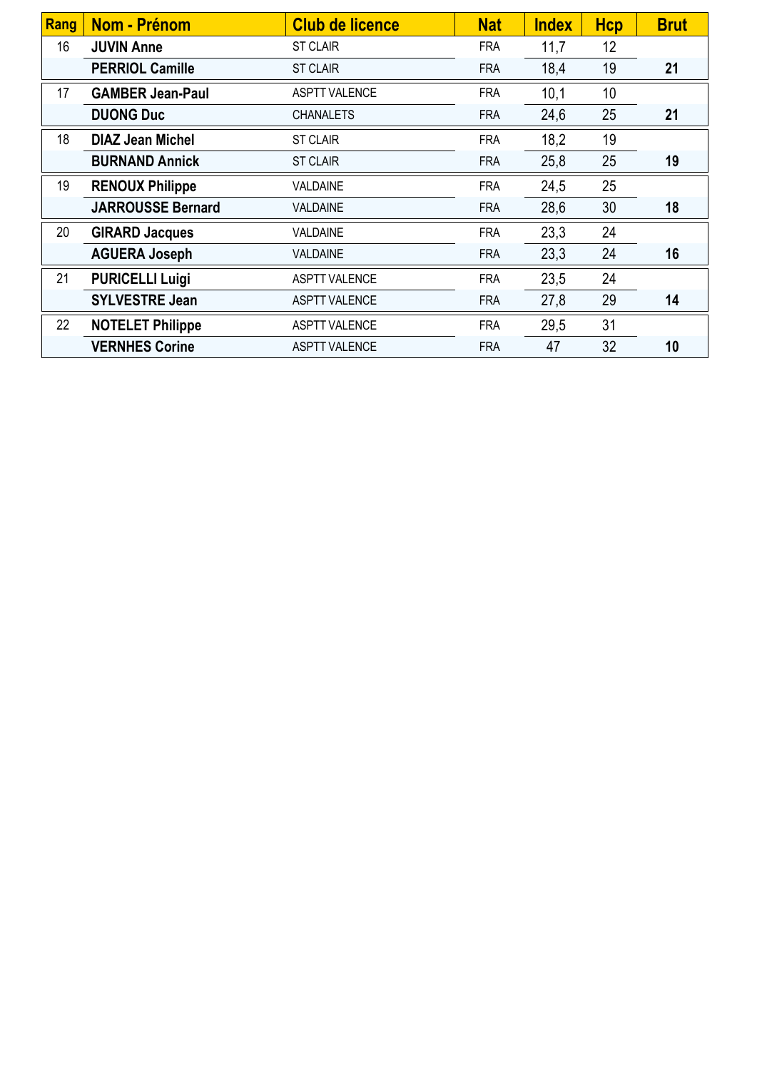| Rang | Nom - Prénom | Club de licence | Nat | Index | Hcp | Brut |
| --- | --- | --- | --- | --- | --- | --- |
| 16 | **JUVIN Anne** | ST CLAIR | FRA | 11,7 | 12 | |
| | **PERRIOL Camille** | ST CLAIR | FRA | 18,4 | 19 | **21** |
| 17 | **GAMBER Jean-Paul** | ASPTT VALENCE | FRA | 10,1 | 10 | |
| | **DUONG Duc** | CHANALETS | FRA | 24,6 | 25 | **21** |
| 18 | **DIAZ Jean Michel** | ST CLAIR | FRA | 18,2 | 19 | |
| | **BURNAND Annick** | ST CLAIR | FRA | 25,8 | 25 | **19** |
| 19 | **RENOUX Philippe** | VALDAINE | FRA | 24,5 | 25 | |
| | **JARROUSSE Bernard** | VALDAINE | FRA | 28,6 | 30 | **18** |
| 20 | **GIRARD Jacques** | VALDAINE | FRA | 23,3 | 24 | |
| | **AGUERA Joseph** | VALDAINE | FRA | 23,3 | 24 | **16** |
| 21 | **PURICELLI Luigi** | ASPTT VALENCE | FRA | 23,5 | 24 | |
| | **SYLVESTRE Jean** | ASPTT VALENCE | FRA | 27,8 | 29 | **14** |
| 22 | **NOTELET Philippe** | ASPTT VALENCE | FRA | 29,5 | 31 | |
| | **VERNHES Corine** | ASPTT VALENCE | FRA | 47 | 32 | **10** |